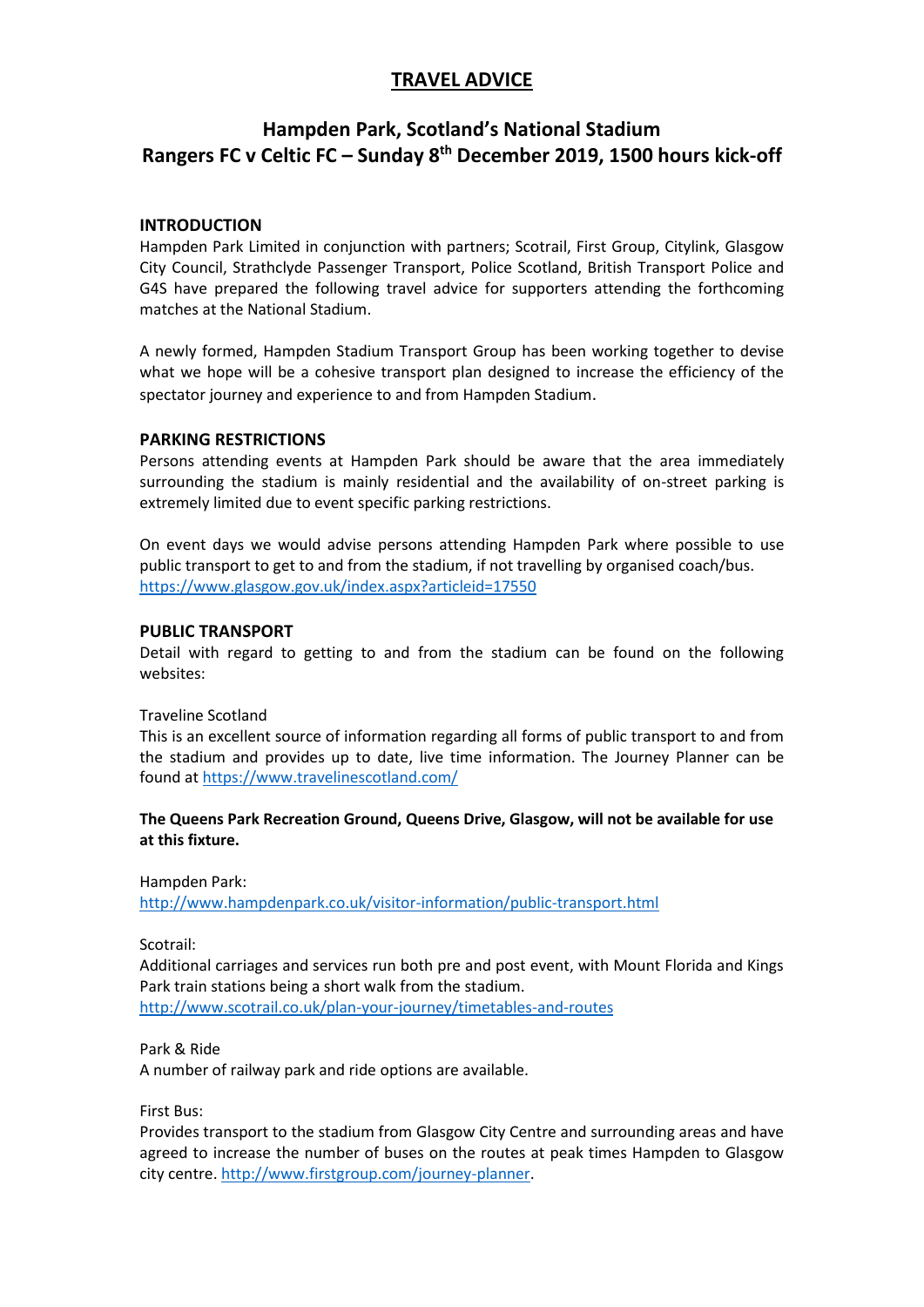# TRAVEL ADVICE

## Hampden Park, Scotland's National Stadium
## Rangers FC v Celtic FC – Sunday 8th December 2019, 1500 hours kick-off

### INTRODUCTION

Hampden Park Limited in conjunction with partners; Scotrail, First Group, Citylink, Glasgow City Council, Strathclyde Passenger Transport, Police Scotland, British Transport Police and G4S have prepared the following travel advice for supporters attending the forthcoming matches at the National Stadium.

A newly formed, Hampden Stadium Transport Group has been working together to devise what we hope will be a cohesive transport plan designed to increase the efficiency of the spectator journey and experience to and from Hampden Stadium.

### PARKING RESTRICTIONS

Persons attending events at Hampden Park should be aware that the area immediately surrounding the stadium is mainly residential and the availability of on-street parking is extremely limited due to event specific parking restrictions.

On event days we would advise persons attending Hampden Park where possible to use public transport to get to and from the stadium, if not travelling by organised coach/bus. https://www.glasgow.gov.uk/index.aspx?articleid=17550

### PUBLIC TRANSPORT

Detail with regard to getting to and from the stadium can be found on the following websites:

Traveline Scotland
This is an excellent source of information regarding all forms of public transport to and from the stadium and provides up to date, live time information. The Journey Planner can be found at https://www.travelinescotland.com/

**The Queens Park Recreation Ground, Queens Drive, Glasgow, will not be available for use at this fixture.**

Hampden Park:
http://www.hampdenpark.co.uk/visitor-information/public-transport.html

Scotrail:
Additional carriages and services run both pre and post event, with Mount Florida and Kings Park train stations being a short walk from the stadium.
http://www.scotrail.co.uk/plan-your-journey/timetables-and-routes

Park & Ride
A number of railway park and ride options are available.

First Bus:
Provides transport to the stadium from Glasgow City Centre and surrounding areas and have agreed to increase the number of buses on the routes at peak times Hampden to Glasgow city centre. http://www.firstgroup.com/journey-planner.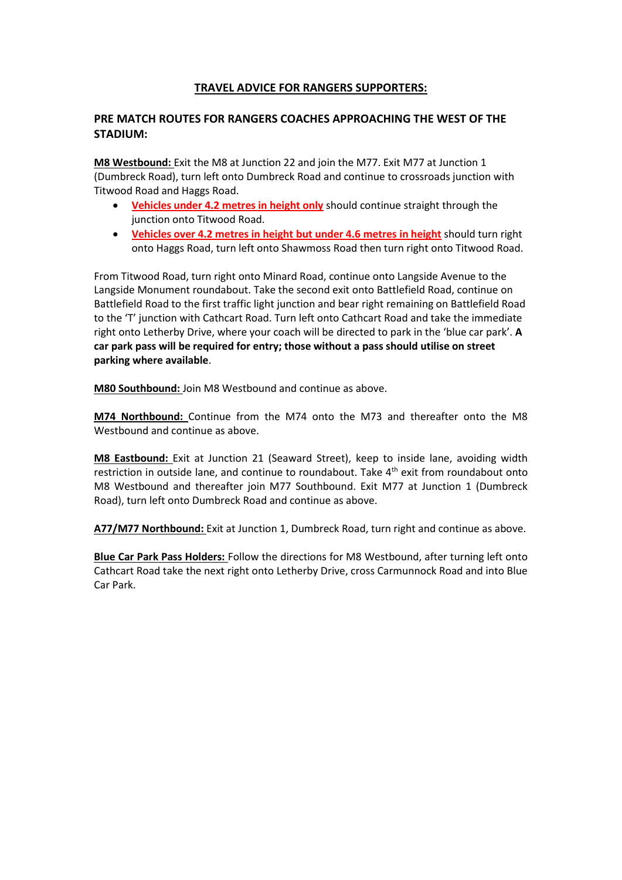## TRAVEL ADVICE FOR RANGERS SUPPORTERS:

### PRE MATCH ROUTES FOR RANGERS COACHES APPROACHING THE WEST OF THE STADIUM:

**M8 Westbound:** Exit the M8 at Junction 22 and join the M77. Exit M77 at Junction 1 (Dumbreck Road), turn left onto Dumbreck Road and continue to crossroads junction with Titwood Road and Haggs Road.

- **Vehicles under 4.2 metres in height only** should continue straight through the junction onto Titwood Road.
- **Vehicles over 4.2 metres in height but under 4.6 metres in height** should turn right onto Haggs Road, turn left onto Shawmoss Road then turn right onto Titwood Road.

From Titwood Road, turn right onto Minard Road, continue onto Langside Avenue to the Langside Monument roundabout. Take the second exit onto Battlefield Road, continue on Battlefield Road to the first traffic light junction and bear right remaining on Battlefield Road to the 'T' junction with Cathcart Road. Turn left onto Cathcart Road and take the immediate right onto Letherby Drive, where your coach will be directed to park in the 'blue car park'. **A car park pass will be required for entry; those without a pass should utilise on street parking where available**.

**M80 Southbound:** Join M8 Westbound and continue as above.

**M74 Northbound:** Continue from the M74 onto the M73 and thereafter onto the M8 Westbound and continue as above.

**M8 Eastbound:** Exit at Junction 21 (Seaward Street), keep to inside lane, avoiding width restriction in outside lane, and continue to roundabout. Take 4th exit from roundabout onto M8 Westbound and thereafter join M77 Southbound. Exit M77 at Junction 1 (Dumbreck Road), turn left onto Dumbreck Road and continue as above.

**A77/M77 Northbound:** Exit at Junction 1, Dumbreck Road, turn right and continue as above.

**Blue Car Park Pass Holders:** Follow the directions for M8 Westbound, after turning left onto Cathcart Road take the next right onto Letherby Drive, cross Carmunnock Road and into Blue Car Park.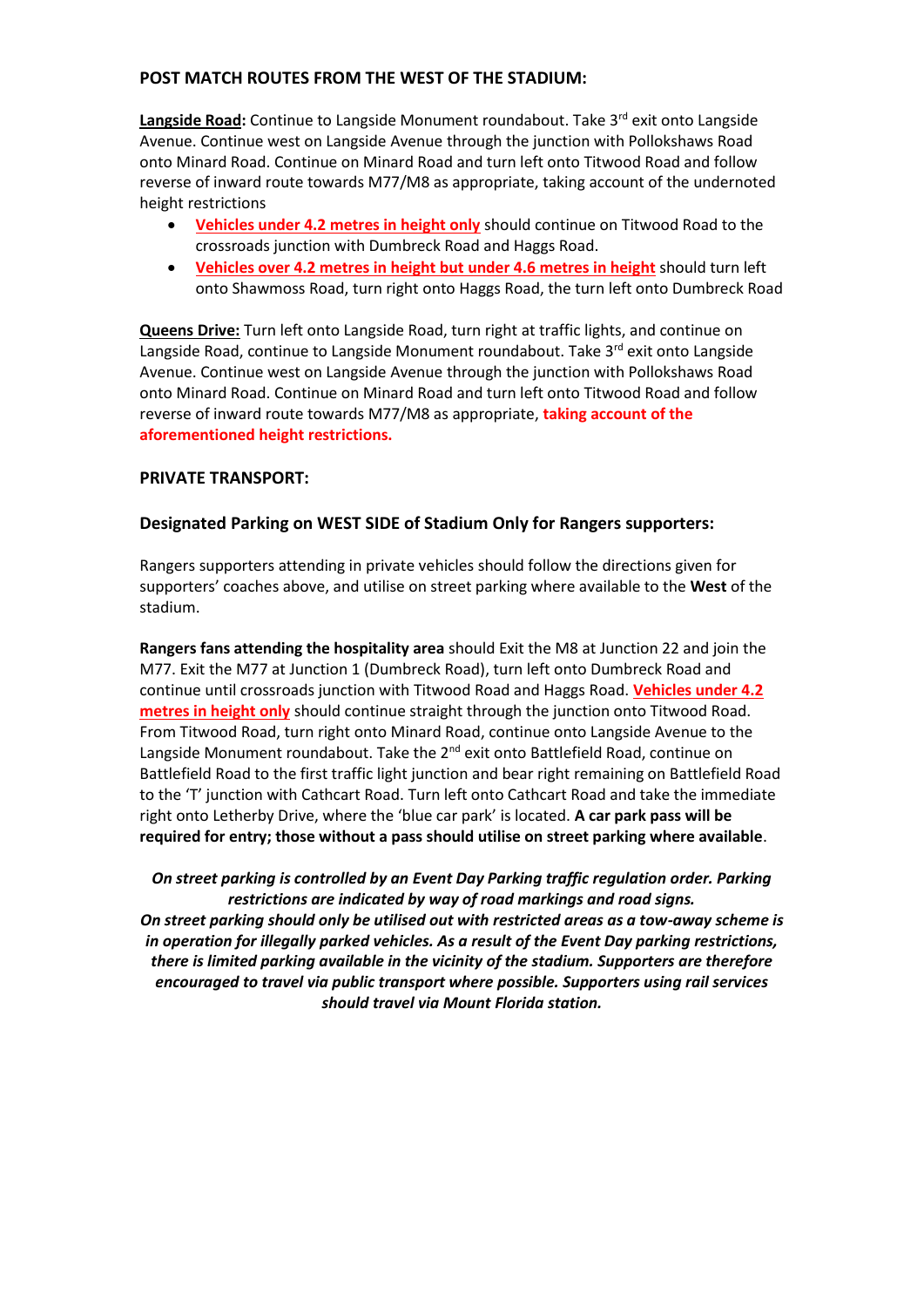**POST MATCH ROUTES FROM THE WEST OF THE STADIUM:**

**Langside Road:** Continue to Langside Monument roundabout. Take 3rd exit onto Langside Avenue. Continue west on Langside Avenue through the junction with Pollokshaws Road onto Minard Road. Continue on Minard Road and turn left onto Titwood Road and follow reverse of inward route towards M77/M8 as appropriate, taking account of the undernoted height restrictions

- **Vehicles under 4.2 metres in height only** should continue on Titwood Road to the crossroads junction with Dumbreck Road and Haggs Road.
- **Vehicles over 4.2 metres in height but under 4.6 metres in height** should turn left onto Shawmoss Road, turn right onto Haggs Road, the turn left onto Dumbreck Road

**Queens Drive:** Turn left onto Langside Road, turn right at traffic lights, and continue on Langside Road, continue to Langside Monument roundabout. Take 3rd exit onto Langside Avenue. Continue west on Langside Avenue through the junction with Pollokshaws Road onto Minard Road. Continue on Minard Road and turn left onto Titwood Road and follow reverse of inward route towards M77/M8 as appropriate, **taking account of the aforementioned height restrictions.**

**PRIVATE TRANSPORT:**

**Designated Parking on WEST SIDE of Stadium Only for Rangers supporters:**

Rangers supporters attending in private vehicles should follow the directions given for supporters' coaches above, and utilise on street parking where available to the **West** of the stadium.

**Rangers fans attending the hospitality area** should Exit the M8 at Junction 22 and join the M77. Exit the M77 at Junction 1 (Dumbreck Road), turn left onto Dumbreck Road and continue until crossroads junction with Titwood Road and Haggs Road. **Vehicles under 4.2 metres in height only** should continue straight through the junction onto Titwood Road. From Titwood Road, turn right onto Minard Road, continue onto Langside Avenue to the Langside Monument roundabout. Take the 2nd exit onto Battlefield Road, continue on Battlefield Road to the first traffic light junction and bear right remaining on Battlefield Road to the 'T' junction with Cathcart Road. Turn left onto Cathcart Road and take the immediate right onto Letherby Drive, where the 'blue car park' is located. **A car park pass will be required for entry; those without a pass should utilise on street parking where available**.

***On street parking is controlled by an Event Day Parking traffic regulation order. Parking restrictions are indicated by way of road markings and road signs. On street parking should only be utilised out with restricted areas as a tow-away scheme is in operation for illegally parked vehicles. As a result of the Event Day parking restrictions, there is limited parking available in the vicinity of the stadium. Supporters are therefore encouraged to travel via public transport where possible. Supporters using rail services should travel via Mount Florida station.***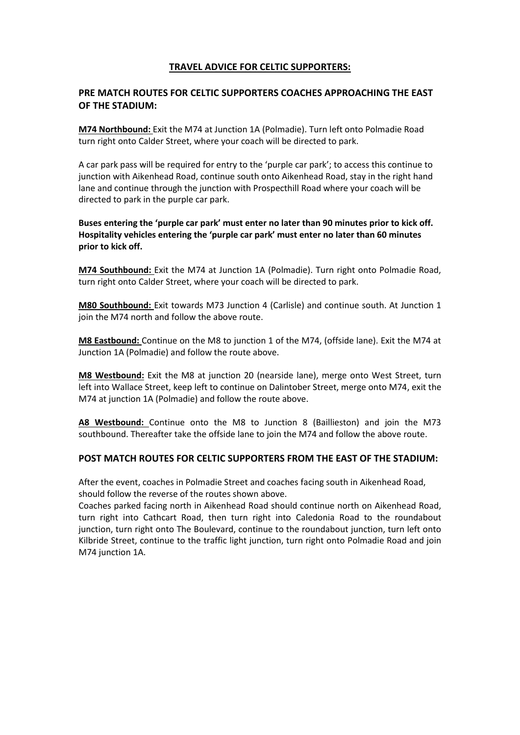## TRAVEL ADVICE FOR CELTIC SUPPORTERS:

### PRE MATCH ROUTES FOR CELTIC SUPPORTERS COACHES APPROACHING THE EAST OF THE STADIUM:

**M74 Northbound:** Exit the M74 at Junction 1A (Polmadie). Turn left onto Polmadie Road turn right onto Calder Street, where your coach will be directed to park.

A car park pass will be required for entry to the 'purple car park'; to access this continue to junction with Aikenhead Road, continue south onto Aikenhead Road, stay in the right hand lane and continue through the junction with Prospecthill Road where your coach will be directed to park in the purple car park.

**Buses entering the 'purple car park' must enter no later than 90 minutes prior to kick off. Hospitality vehicles entering the 'purple car park' must enter no later than 60 minutes prior to kick off.**

**M74 Southbound:** Exit the M74 at Junction 1A (Polmadie). Turn right onto Polmadie Road, turn right onto Calder Street, where your coach will be directed to park.

**M80 Southbound:** Exit towards M73 Junction 4 (Carlisle) and continue south. At Junction 1 join the M74 north and follow the above route.

**M8 Eastbound:** Continue on the M8 to junction 1 of the M74, (offside lane). Exit the M74 at Junction 1A (Polmadie) and follow the route above.

**M8 Westbound:** Exit the M8 at junction 20 (nearside lane), merge onto West Street, turn left into Wallace Street, keep left to continue on Dalintober Street, merge onto M74, exit the M74 at junction 1A (Polmadie) and follow the route above.

**A8 Westbound:** Continue onto the M8 to Junction 8 (Baillieston) and join the M73 southbound. Thereafter take the offside lane to join the M74 and follow the above route.

### POST MATCH ROUTES FOR CELTIC SUPPORTERS FROM THE EAST OF THE STADIUM:

After the event, coaches in Polmadie Street and coaches facing south in Aikenhead Road, should follow the reverse of the routes shown above.

Coaches parked facing north in Aikenhead Road should continue north on Aikenhead Road, turn right into Cathcart Road, then turn right into Caledonia Road to the roundabout junction, turn right onto The Boulevard, continue to the roundabout junction, turn left onto Kilbride Street, continue to the traffic light junction, turn right onto Polmadie Road and join M74 junction 1A.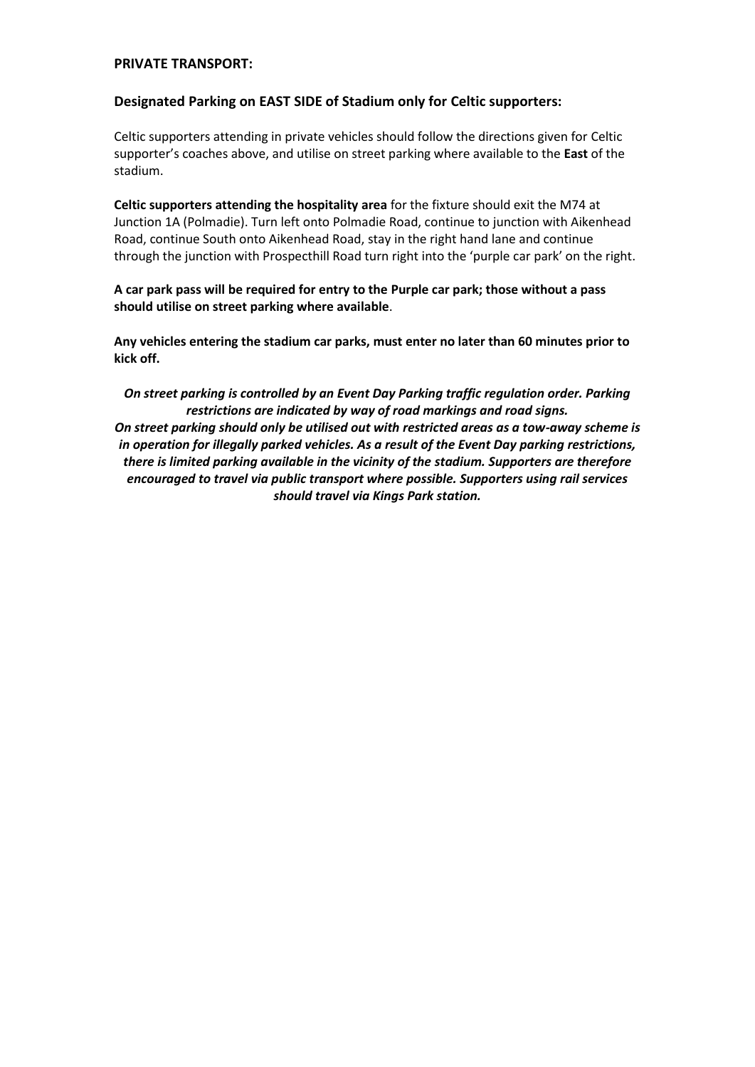**PRIVATE TRANSPORT:**

## Designated Parking on EAST SIDE of Stadium only for Celtic supporters:

Celtic supporters attending in private vehicles should follow the directions given for Celtic supporter's coaches above, and utilise on street parking where available to the **East** of the stadium.

**Celtic supporters attending the hospitality area** for the fixture should exit the M74 at Junction 1A (Polmadie). Turn left onto Polmadie Road, continue to junction with Aikenhead Road, continue South onto Aikenhead Road, stay in the right hand lane and continue through the junction with Prospecthill Road turn right into the 'purple car park' on the right.

**A car park pass will be required for entry to the Purple car park; those without a pass should utilise on street parking where available**.

**Any vehicles entering the stadium car parks, must enter no later than 60 minutes prior to kick off.**

***On street parking is controlled by an Event Day Parking traffic regulation order. Parking restrictions are indicated by way of road markings and road signs. On street parking should only be utilised out with restricted areas as a tow-away scheme is in operation for illegally parked vehicles. As a result of the Event Day parking restrictions, there is limited parking available in the vicinity of the stadium. Supporters are therefore encouraged to travel via public transport where possible. Supporters using rail services should travel via Kings Park station.***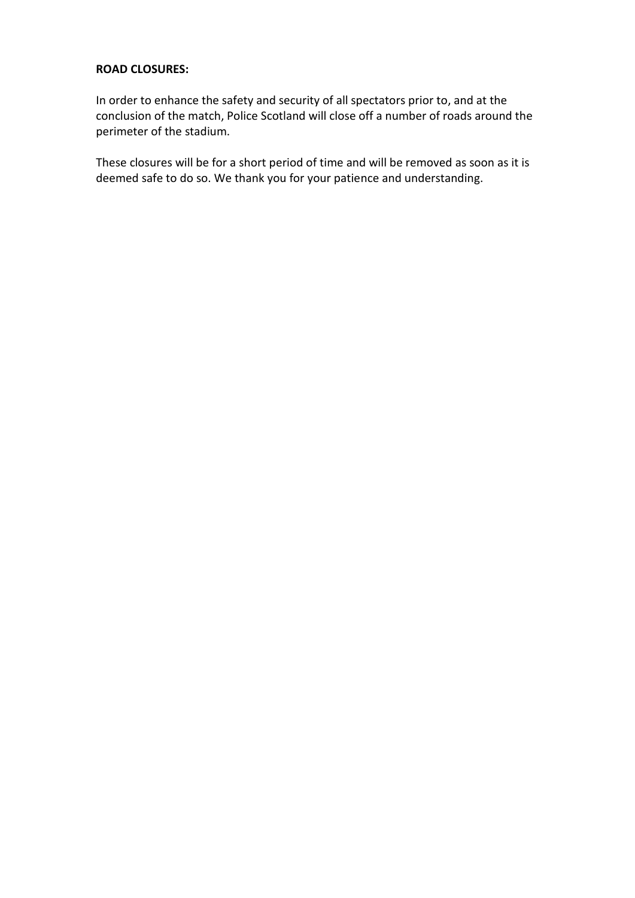**ROAD CLOSURES:**

In order to enhance the safety and security of all spectators prior to, and at the conclusion of the match, Police Scotland will close off a number of roads around the perimeter of the stadium.

These closures will be for a short period of time and will be removed as soon as it is deemed safe to do so. We thank you for your patience and understanding.